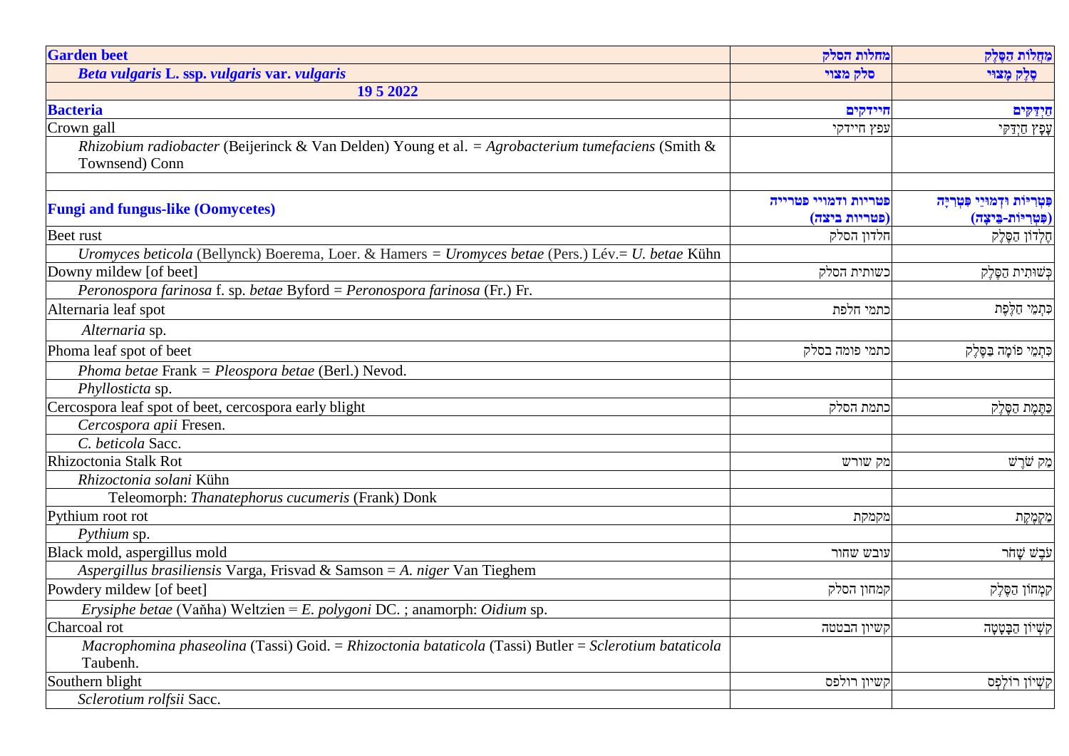| **Garden beet** | **מחלות הסלק** | **מַחֲלוֹת הַסֶּלֶק** |
|---|---|---|
| ***Beta vulgaris* L. ssp. *vulgaris* var. *vulgaris*** | **סלק מצוי** | **סֶלֶק מָצוּי** |
| **19 5 2022** | | |
| **Bacteria** | **חיידקים** | **חַיְדַּקִּים** |
| Crown gall | עפץ חיידקי | עָפָץ חַיְדַּקִּי |
| *Rhizobium radiobacter* (Beijerinck & Van Delden) Young et al. = *Agrobacterium tumefaciens* (Smith & Townsend) Conn | | |
| | | |
| **Fungi and fungus-like (Oomycetes)** | **פטריות ודמויי פטרייה (פטריות ביצה)** | **פִּטְרִיּוֹת וּדְמוּיֵי פִּטְרִיָּה (פִּטְרִיּוֹת-בִּיצָה)** |
| Beet rust | חלדון הסלק | חֲלָדוֹן הַסֶּלֶק |
| *Uromyces beticola* (Bellynck) Boerema, Loer. & Hamers = *Uromyces betae* (Pers.) Lév.= *U. betae* Kühn | | |
| Downy mildew [of beet] | כשותית הסלק | כְּשׁוּתִית הַסֶּלֶק |
| *Peronospora farinosa* f. sp. *betae* Byford = *Peronospora farinosa* (Fr.) Fr. | | |
| Alternaria leaf spot | כתמי חלפת | כִּתְמֵי חֲלֶפֶת |
| *Alternaria* sp. | | |
| Phoma leaf spot of beet | כתמי פומה בסלק | כִּתְמֵי פּוֹמָה בַּסֶּלֶק |
| *Phoma betae* Frank = *Pleospora betae* (Berl.) Nevod. | | |
| *Phyllosticta* sp. | | |
| Cercospora leaf spot of beet, cercospora early blight | כתמת הסלק | כַּתֶּמֶת הַסֶּלֶק |
| *Cercospora apii* Fresen. | | |
| *C. beticola* Sacc. | | |
| Rhizoctonia Stalk Rot | מק שורש | מַק שֹׁרֶשׁ |
| *Rhizoctonia solani* Kühn | | |
| Teleomorph: *Thanatephorus cucumeris* (Frank) Donk | | |
| Pythium root rot | מקמקת | מַקְמֶקֶת |
| *Pythium* sp. | | |
| Black mold, aspergillus mold | עובש שחור | עֹבֶשׁ שָׁחֹר |
| *Aspergillus brasiliensis* Varga, Frisvad & Samson = *A. niger* Van Tieghem | | |
| Powdery mildew [of beet] | קמחון הסלק | קִמְחוֹן הַסֶּלֶק |
| *Erysiphe betae* (Vaňha) Weltzien = *E. polygoni* DC. ; anamorph: *Oidium* sp. | | |
| Charcoal rot | קשיון הבטטה | קְשִׁיּוֹן הַבָּטָטָה |
| *Macrophomina phaseolina* (Tassi) Goid. = *Rhizoctonia bataticola* (Tassi) Butler = *Sclerotium bataticola* Taubenh. | | |
| Southern blight | קשיון רולפס | קְשִׁיּוֹן רוֹלְפְס |
| *Sclerotium rolfsii* Sacc. | | |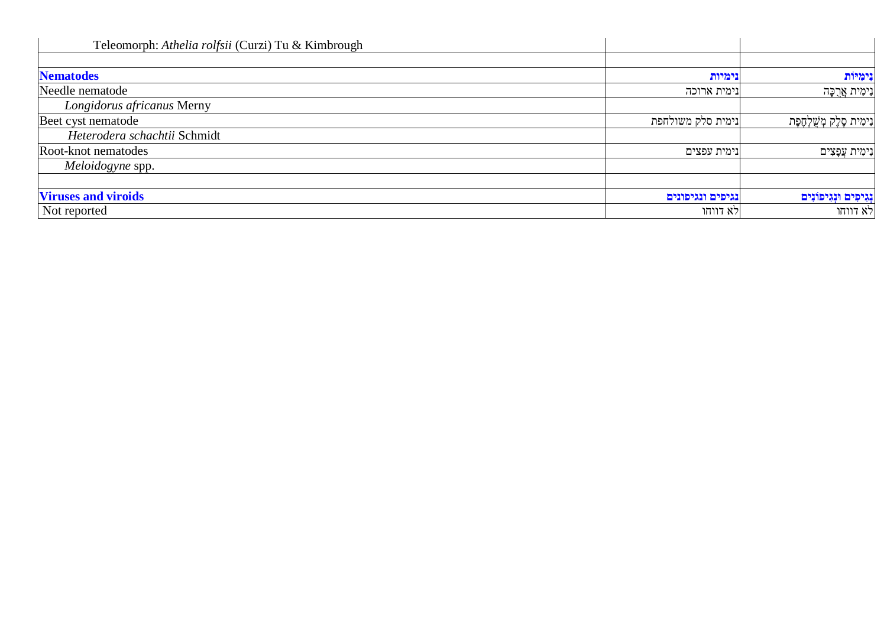| | | |
|---|---|---|
| Teleomorph: *Athelia rolfsii* (Curzi) Tu & Kimbrough | | |
| | | |
| **Nematodes** | **נימיות** | **נְימִיּוֹת** |
| Needle nematode | נימית ארוכה | נִימִית אֲרֻכָּה |
| *Longidorus africanus* Merny | | |
| Beet cyst nematode | נימית סלק משולחפת | נִימִית סֶלֶק מְשֻׁלְחֶפֶת |
| *Heterodera schachtii* Schmidt | | |
| Root-knot nematodes | נימית עפצים | נִימִית עֲפָצִים |
| *Meloidogyne* spp. | | |
| | | |
| **Viruses and viroids** | **נגיפים ונגיפונים** | **נְגִיפִים וּנְגִיפוֹנִים** |
| Not reported | לא דווחו | לא דווחו |